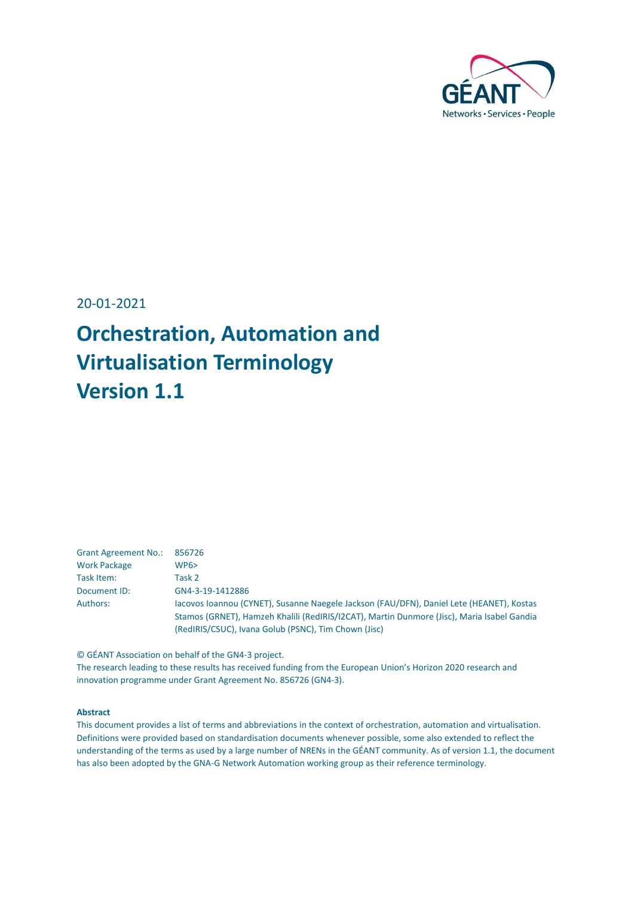20-01-2021

# Orchestration, Automation and Virtualisation Terminology Version 1.1

| | |
|---|---|
| Grant Agreement No.: | 856726 |
| Work Package | WP6> |
| Task Item: | Task 2 |
| Document ID: | GN4-3-19-1412886 |
| Authors: | Iacovos Ioannou (CYNET), Susanne Naegele Jackson (FAU/DFN), Daniel Lete (HEANET), Kostas Stamos (GRNET), Hamzeh Khalili (RedIRIS/I2CAT), Martin Dunmore (Jisc), Maria Isabel Gandia (RedIRIS/CSUC), Ivana Golub (PSNC), Tim Chown (Jisc) |

© GÉANT Association on behalf of the GN4-3 project.
The research leading to these results has received funding from the European Union's Horizon 2020 research and innovation programme under Grant Agreement No. 856726 (GN4-3).

**Abstract**

This document provides a list of terms and abbreviations in the context of orchestration, automation and virtualisation. Definitions were provided based on standardisation documents whenever possible, some also extended to reflect the understanding of the terms as used by a large number of NRENs in the GÉANT community. As of version 1.1, the document has also been adopted by the GNA-G Network Automation working group as their reference terminology.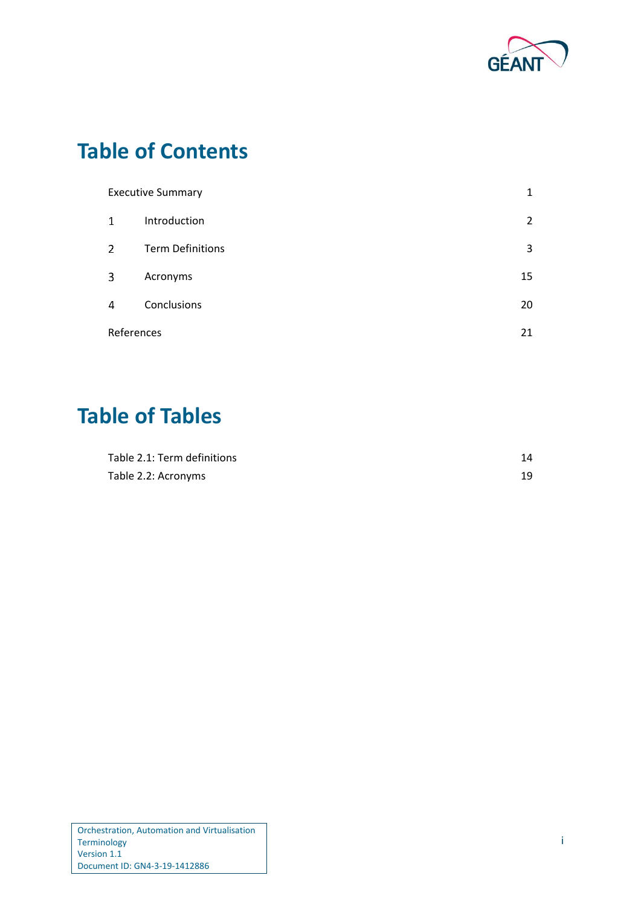# Table of Contents

| | | |
|---|---|---|
| Executive Summary | | 1 |
| 1 | Introduction | 2 |
| 2 | Term Definitions | 3 |
| 3 | Acronyms | 15 |
| 4 | Conclusions | 20 |
| References | | 21 |

# Table of Tables

| | |
|---|---|
| Table 2.1: Term definitions | 14 |
| Table 2.2: Acronyms | 19 |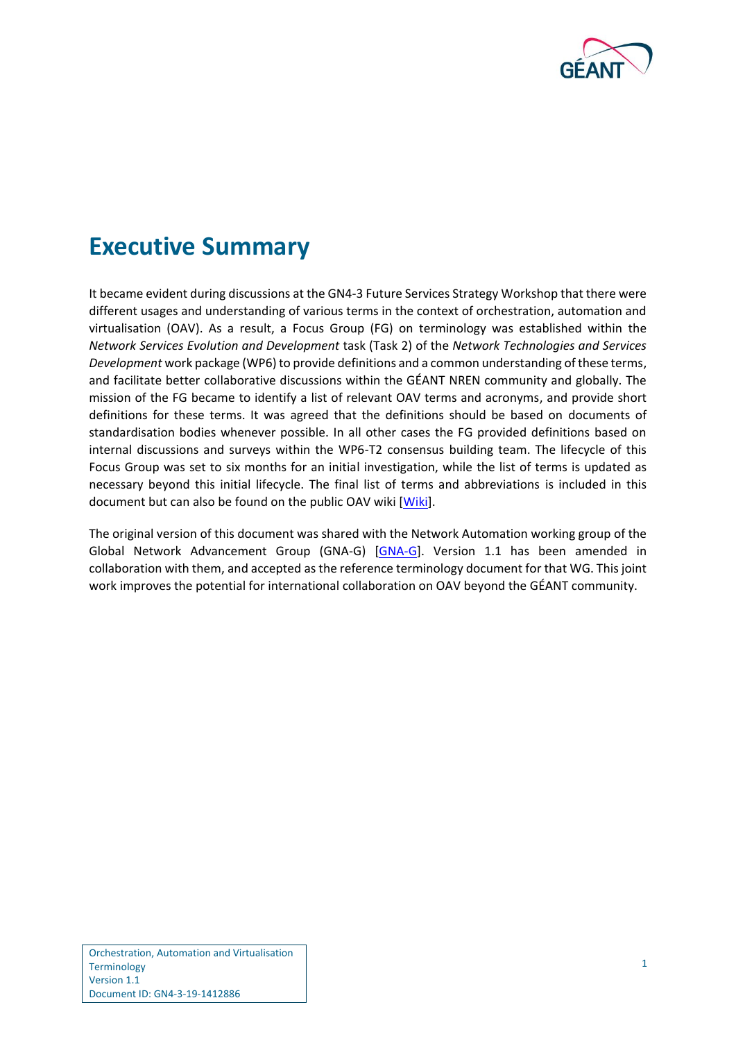# Executive Summary

It became evident during discussions at the GN4-3 Future Services Strategy Workshop that there were different usages and understanding of various terms in the context of orchestration, automation and virtualisation (OAV). As a result, a Focus Group (FG) on terminology was established within the *Network Services Evolution and Development* task (Task 2) of the *Network Technologies and Services Development* work package (WP6) to provide definitions and a common understanding of these terms, and facilitate better collaborative discussions within the GÉANT NREN community and globally. The mission of the FG became to identify a list of relevant OAV terms and acronyms, and provide short definitions for these terms. It was agreed that the definitions should be based on documents of standardisation bodies whenever possible. In all other cases the FG provided definitions based on internal discussions and surveys within the WP6-T2 consensus building team. The lifecycle of this Focus Group was set to six months for an initial investigation, while the list of terms is updated as necessary beyond this initial lifecycle. The final list of terms and abbreviations is included in this document but can also be found on the public OAV wiki [Wiki].

The original version of this document was shared with the Network Automation working group of the Global Network Advancement Group (GNA-G) [GNA-G]. Version 1.1 has been amended in collaboration with them, and accepted as the reference terminology document for that WG. This joint work improves the potential for international collaboration on OAV beyond the GÉANT community.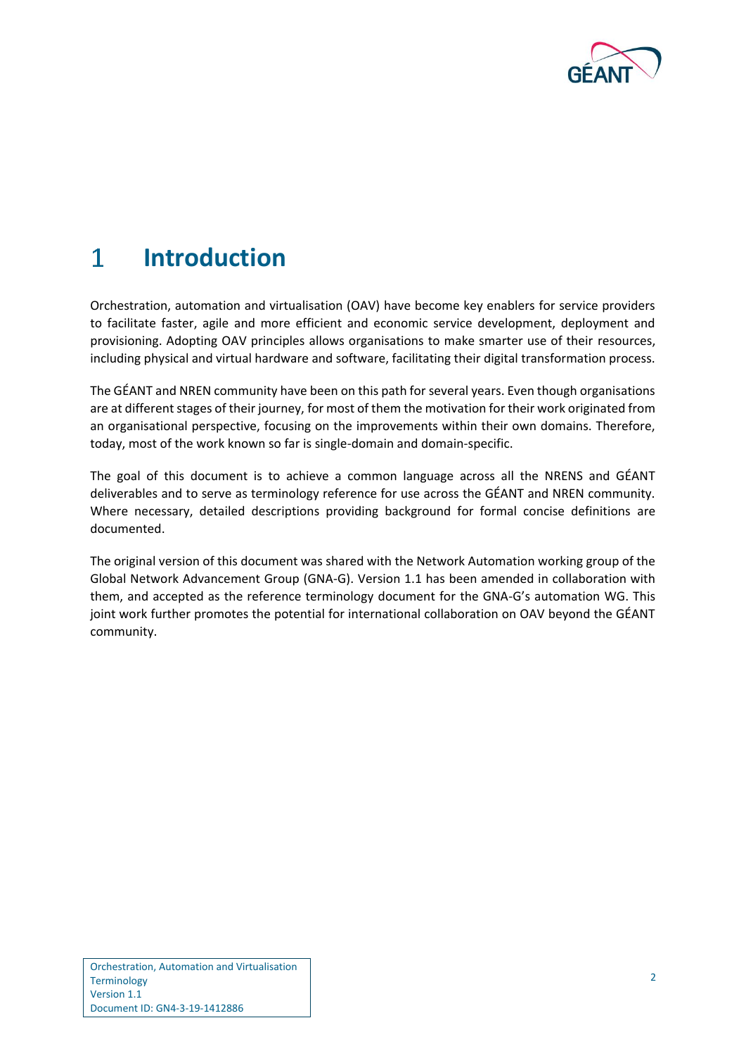# 1 Introduction

Orchestration, automation and virtualisation (OAV) have become key enablers for service providers to facilitate faster, agile and more efficient and economic service development, deployment and provisioning. Adopting OAV principles allows organisations to make smarter use of their resources, including physical and virtual hardware and software, facilitating their digital transformation process.

The GÉANT and NREN community have been on this path for several years. Even though organisations are at different stages of their journey, for most of them the motivation for their work originated from an organisational perspective, focusing on the improvements within their own domains. Therefore, today, most of the work known so far is single-domain and domain-specific.

The goal of this document is to achieve a common language across all the NRENS and GÉANT deliverables and to serve as terminology reference for use across the GÉANT and NREN community. Where necessary, detailed descriptions providing background for formal concise definitions are documented.

The original version of this document was shared with the Network Automation working group of the Global Network Advancement Group (GNA-G). Version 1.1 has been amended in collaboration with them, and accepted as the reference terminology document for the GNA-G's automation WG. This joint work further promotes the potential for international collaboration on OAV beyond the GÉANT community.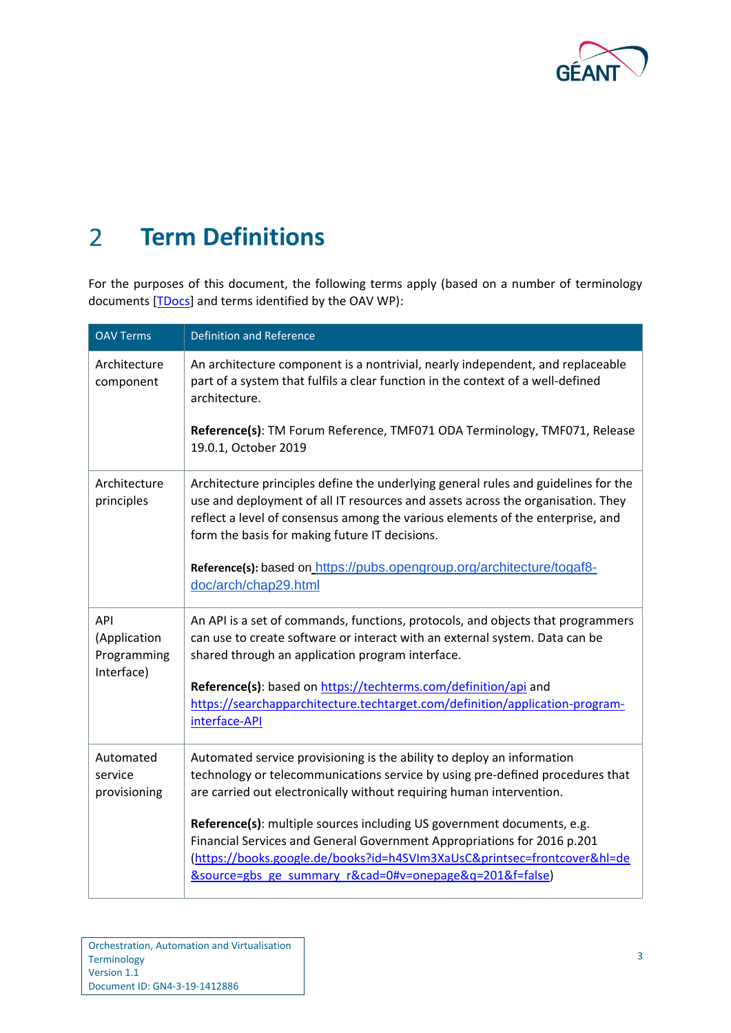# 2 Term Definitions

For the purposes of this document, the following terms apply (based on a number of terminology documents [TDocs] and terms identified by the OAV WP):

| OAV Terms | Definition and Reference |
|---|---|
| Architecture component | An architecture component is a nontrivial, nearly independent, and replaceable part of a system that fulfils a clear function in the context of a well-defined architecture.<br><br>**Reference(s)**: TM Forum Reference, TMF071 ODA Terminology, TMF071, Release 19.0.1, October 2019 |
| Architecture principles | Architecture principles define the underlying general rules and guidelines for the use and deployment of all IT resources and assets across the organisation. They reflect a level of consensus among the various elements of the enterprise, and form the basis for making future IT decisions.<br><br>**Reference(s):** based on https://pubs.opengroup.org/architecture/togaf8-doc/arch/chap29.html |
| API (Application Programming Interface) | An API is a set of commands, functions, protocols, and objects that programmers can use to create software or interact with an external system. Data can be shared through an application program interface.<br><br>**Reference(s)**: based on https://techterms.com/definition/api and https://searchapparchitecture.techtarget.com/definition/application-program-interface-API |
| Automated service provisioning | Automated service provisioning is the ability to deploy an information technology or telecommunications service by using pre-defined procedures that are carried out electronically without requiring human intervention.<br><br>**Reference(s)**: multiple sources including US government documents, e.g. Financial Services and General Government Appropriations for 2016 p.201 (https://books.google.de/books?id=h4SVIm3XaUsC&printsec=frontcover&hl=de&source=gbs_ge_summary_r&cad=0#v=onepage&q=201&f=false) |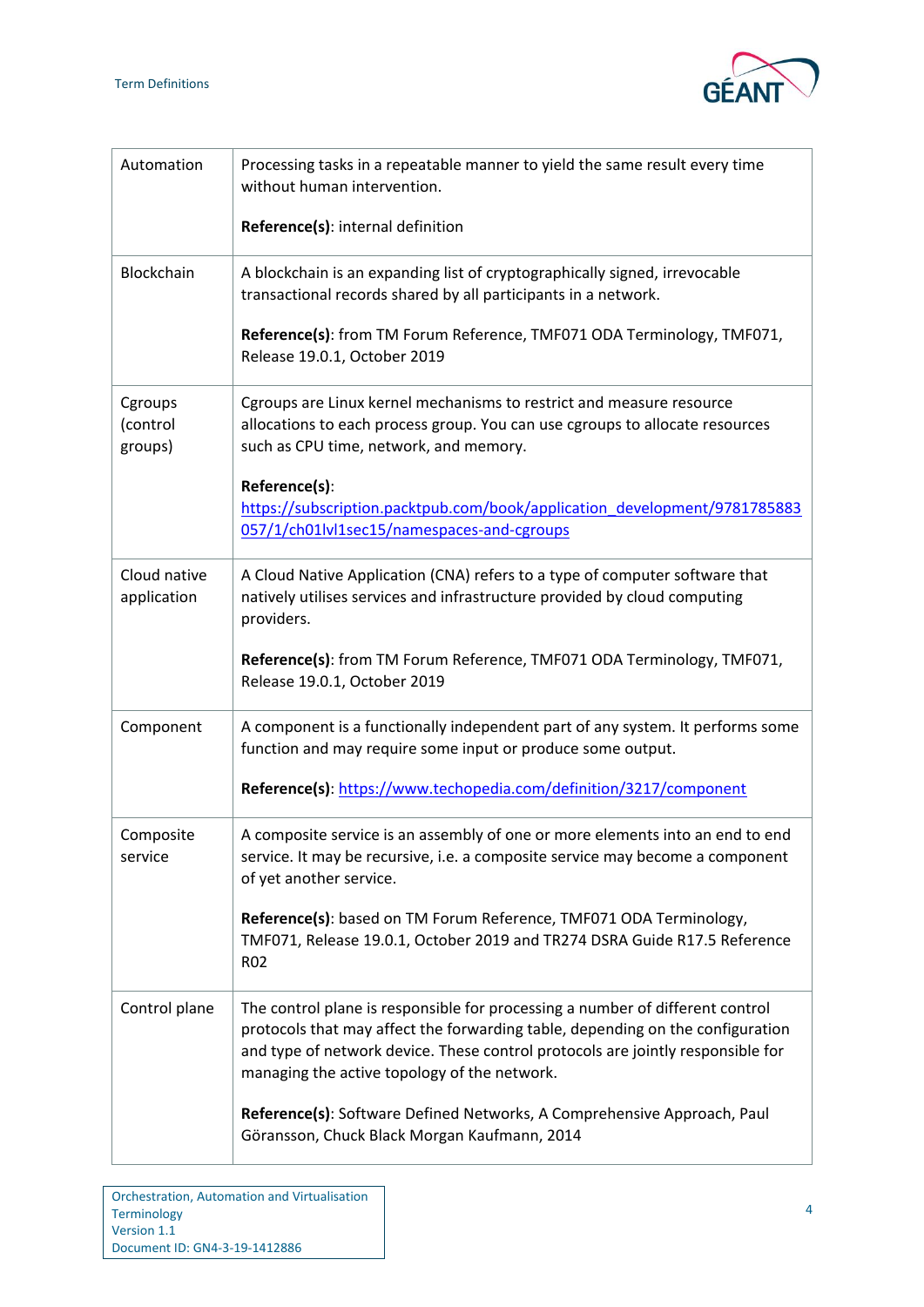| | |
|---|---|
| Automation | Processing tasks in a repeatable manner to yield the same result every time without human intervention.<br><br>**Reference(s)**: internal definition |
| Blockchain | A blockchain is an expanding list of cryptographically signed, irrevocable transactional records shared by all participants in a network.<br><br>**Reference(s)**: from TM Forum Reference, TMF071 ODA Terminology, TMF071, Release 19.0.1, October 2019 |
| Cgroups (control groups) | Cgroups are Linux kernel mechanisms to restrict and measure resource allocations to each process group. You can use cgroups to allocate resources such as CPU time, network, and memory.<br><br>**Reference(s)**: [https://subscription.packtpub.com/book/application_development/9781785883057/1/ch01lvl1sec15/namespaces-and-cgroups](https://subscription.packtpub.com/book/application_development/9781785883057/1/ch01lvl1sec15/namespaces-and-cgroups) |
| Cloud native application | A Cloud Native Application (CNA) refers to a type of computer software that natively utilises services and infrastructure provided by cloud computing providers.<br><br>**Reference(s)**: from TM Forum Reference, TMF071 ODA Terminology, TMF071, Release 19.0.1, October 2019 |
| Component | A component is a functionally independent part of any system. It performs some function and may require some input or produce some output.<br><br>**Reference(s)**: [https://www.techopedia.com/definition/3217/component](https://www.techopedia.com/definition/3217/component) |
| Composite service | A composite service is an assembly of one or more elements into an end to end service. It may be recursive, i.e. a composite service may become a component of yet another service.<br><br>**Reference(s)**: based on TM Forum Reference, TMF071 ODA Terminology, TMF071, Release 19.0.1, October 2019 and TR274 DSRA Guide R17.5 Reference R02 |
| Control plane | The control plane is responsible for processing a number of different control protocols that may affect the forwarding table, depending on the configuration and type of network device. These control protocols are jointly responsible for managing the active topology of the network.<br><br>**Reference(s)**: Software Defined Networks, A Comprehensive Approach, Paul Göransson, Chuck Black Morgan Kaufmann, 2014 |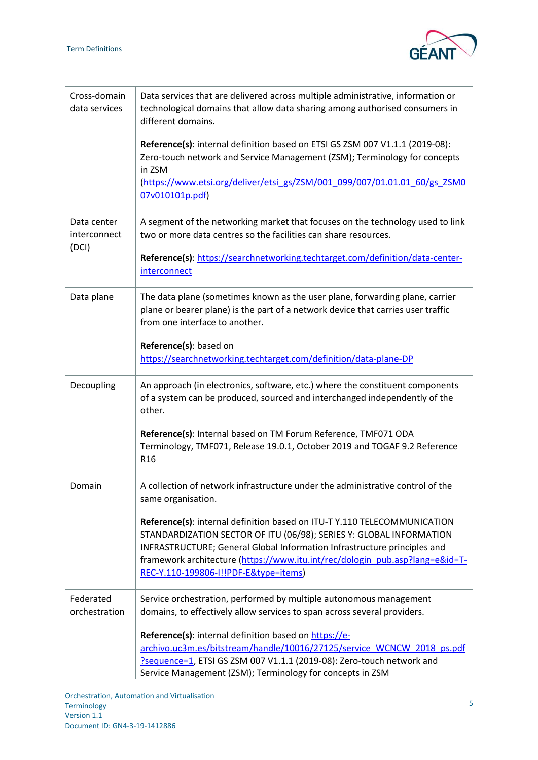| | |
|---|---|
| Cross-domain data services | Data services that are delivered across multiple administrative, information or technological domains that allow data sharing among authorised consumers in different domains.<br><br>**Reference(s)**: internal definition based on ETSI GS ZSM 007 V1.1.1 (2019-08): Zero-touch network and Service Management (ZSM); Terminology for concepts in ZSM (https://www.etsi.org/deliver/etsi_gs/ZSM/001_099/007/01.01.01_60/gs_ZSM007v010101p.pdf) |
| Data center interconnect (DCI) | A segment of the networking market that focuses on the technology used to link two or more data centres so the facilities can share resources.<br><br>**Reference(s)**: https://searchnetworking.techtarget.com/definition/data-center-interconnect |
| Data plane | The data plane (sometimes known as the user plane, forwarding plane, carrier plane or bearer plane) is the part of a network device that carries user traffic from one interface to another.<br><br>**Reference(s)**: based on https://searchnetworking.techtarget.com/definition/data-plane-DP |
| Decoupling | An approach (in electronics, software, etc.) where the constituent components of a system can be produced, sourced and interchanged independently of the other.<br><br>**Reference(s)**: Internal based on TM Forum Reference, TMF071 ODA Terminology, TMF071, Release 19.0.1, October 2019 and TOGAF 9.2 Reference R16 |
| Domain | A collection of network infrastructure under the administrative control of the same organisation.<br><br>**Reference(s)**: internal definition based on ITU-T Y.110 TELECOMMUNICATION STANDARDIZATION SECTOR OF ITU (06/98); SERIES Y: GLOBAL INFORMATION INFRASTRUCTURE; General Global Information Infrastructure principles and framework architecture (https://www.itu.int/rec/dologin_pub.asp?lang=e&id=T-REC-Y.110-199806-I!!PDF-E&type=items) |
| Federated orchestration | Service orchestration, performed by multiple autonomous management domains, to effectively allow services to span across several providers.<br><br>**Reference(s)**: internal definition based on https://e-archivo.uc3m.es/bitstream/handle/10016/27125/service_WCNCW_2018_ps.pdf?sequence=1, ETSI GS ZSM 007 V1.1.1 (2019-08): Zero-touch network and Service Management (ZSM); Terminology for concepts in ZSM |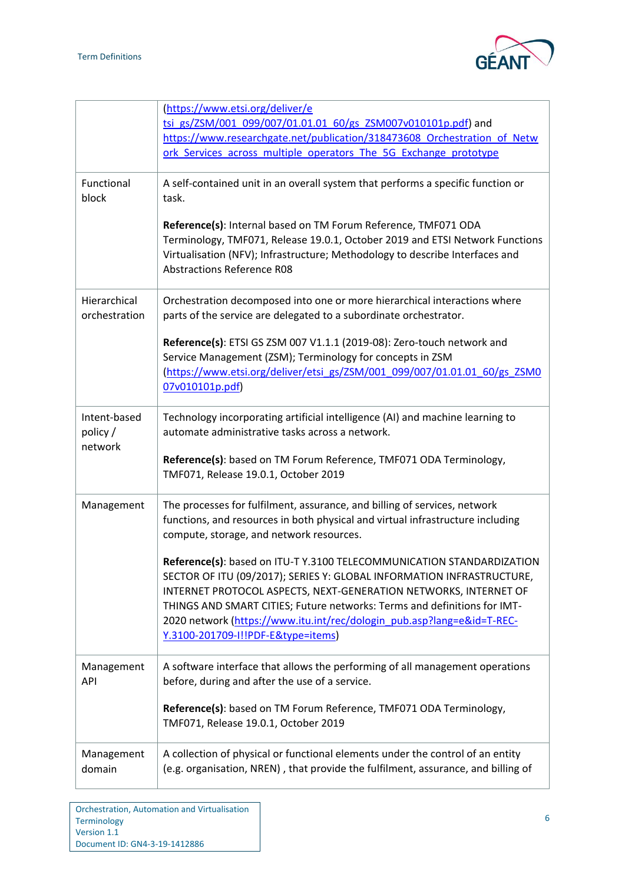| | |
|---|---|
| | (https://www.etsi.org/deliver/etsi_gs/ZSM/001_099/007/01.01.01_60/gs_ZSM007v010101p.pdf) and https://www.researchgate.net/publication/318473608_Orchestration_of_Network_Services_across_multiple_operators_The_5G_Exchange_prototype |
| Functional block | A self-contained unit in an overall system that performs a specific function or task.<br><br>**Reference(s)**: Internal based on TM Forum Reference, TMF071 ODA Terminology, TMF071, Release 19.0.1, October 2019 and ETSI Network Functions Virtualisation (NFV); Infrastructure; Methodology to describe Interfaces and Abstractions Reference R08 |
| Hierarchical orchestration | Orchestration decomposed into one or more hierarchical interactions where parts of the service are delegated to a subordinate orchestrator.<br><br>**Reference(s)**: ETSI GS ZSM 007 V1.1.1 (2019-08): Zero-touch network and Service Management (ZSM); Terminology for concepts in ZSM (https://www.etsi.org/deliver/etsi_gs/ZSM/001_099/007/01.01.01_60/gs_ZSM007v010101p.pdf) |
| Intent-based policy / network | Technology incorporating artificial intelligence (AI) and machine learning to automate administrative tasks across a network.<br><br>**Reference(s)**: based on TM Forum Reference, TMF071 ODA Terminology, TMF071, Release 19.0.1, October 2019 |
| Management | The processes for fulfilment, assurance, and billing of services, network functions, and resources in both physical and virtual infrastructure including compute, storage, and network resources.<br><br>**Reference(s)**: based on ITU-T Y.3100 TELECOMMUNICATION STANDARDIZATION SECTOR OF ITU (09/2017); SERIES Y: GLOBAL INFORMATION INFRASTRUCTURE, INTERNET PROTOCOL ASPECTS, NEXT-GENERATION NETWORKS, INTERNET OF THINGS AND SMART CITIES; Future networks: Terms and definitions for IMT-2020 network (https://www.itu.int/rec/dologin_pub.asp?lang=e&id=T-REC-Y.3100-201709-I!!PDF-E&type=items) |
| Management API | A software interface that allows the performing of all management operations before, during and after the use of a service.<br><br>**Reference(s)**: based on TM Forum Reference, TMF071 ODA Terminology, TMF071, Release 19.0.1, October 2019 |
| Management domain | A collection of physical or functional elements under the control of an entity (e.g. organisation, NREN) , that provide the fulfilment, assurance, and billing of |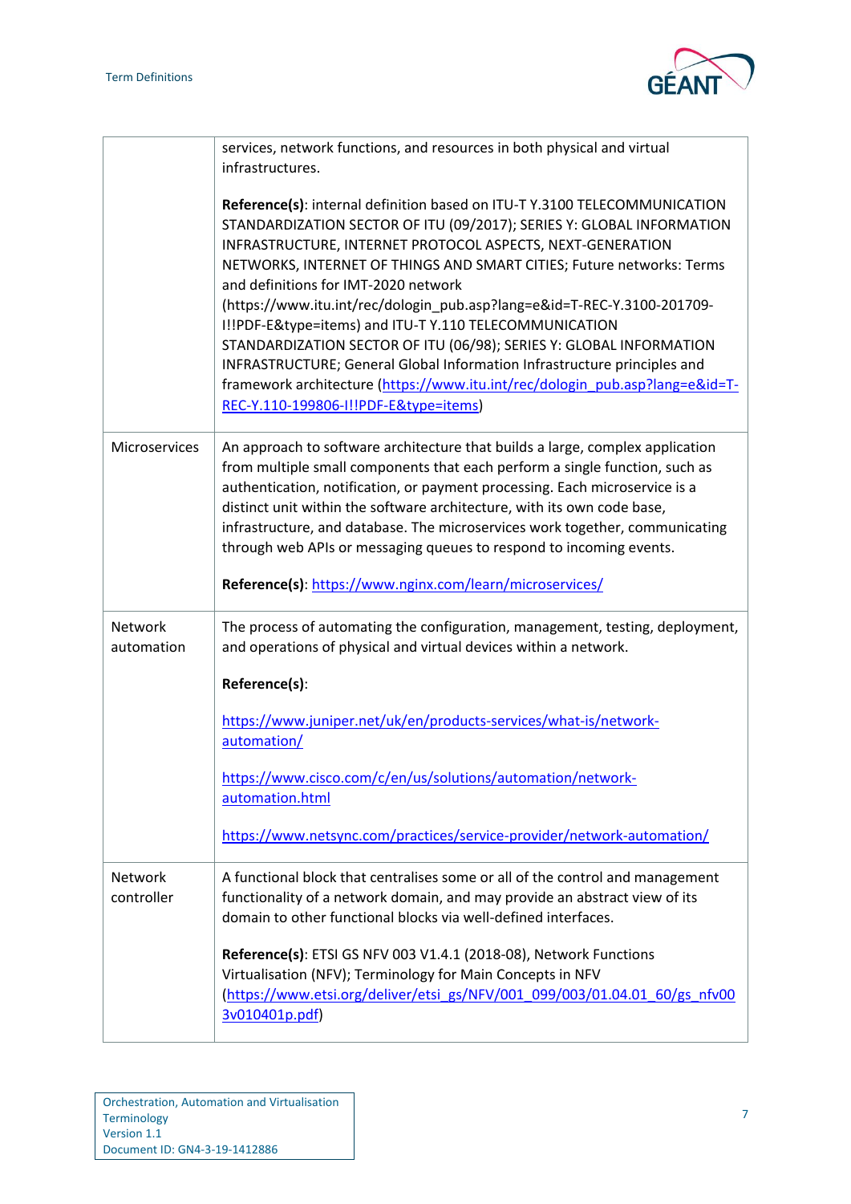| | |
|---|---|
| | services, network functions, and resources in both physical and virtual infrastructures.<br><br>**Reference(s)**: internal definition based on ITU-T Y.3100 TELECOMMUNICATION STANDARDIZATION SECTOR OF ITU (09/2017); SERIES Y: GLOBAL INFORMATION INFRASTRUCTURE, INTERNET PROTOCOL ASPECTS, NEXT-GENERATION NETWORKS, INTERNET OF THINGS AND SMART CITIES; Future networks: Terms and definitions for IMT-2020 network (https://www.itu.int/rec/dologin_pub.asp?lang=e&id=T-REC-Y.3100-201709-I!!PDF-E&type=items) and ITU-T Y.110 TELECOMMUNICATION STANDARDIZATION SECTOR OF ITU (06/98); SERIES Y: GLOBAL INFORMATION INFRASTRUCTURE; General Global Information Infrastructure principles and framework architecture (https://www.itu.int/rec/dologin_pub.asp?lang=e&id=T-REC-Y.110-199806-I!!PDF-E&type=items) |
| Microservices | An approach to software architecture that builds a large, complex application from multiple small components that each perform a single function, such as authentication, notification, or payment processing. Each microservice is a distinct unit within the software architecture, with its own code base, infrastructure, and database. The microservices work together, communicating through web APIs or messaging queues to respond to incoming events.<br><br>**Reference(s)**: https://www.nginx.com/learn/microservices/ |
| Network automation | The process of automating the configuration, management, testing, deployment, and operations of physical and virtual devices within a network.<br><br>**Reference(s)**:<br><br>https://www.juniper.net/uk/en/products-services/what-is/network-automation/<br><br>https://www.cisco.com/c/en/us/solutions/automation/network-automation.html<br><br>https://www.netsync.com/practices/service-provider/network-automation/ |
| Network controller | A functional block that centralises some or all of the control and management functionality of a network domain, and may provide an abstract view of its domain to other functional blocks via well-defined interfaces.<br><br>**Reference(s)**: ETSI GS NFV 003 V1.4.1 (2018-08), Network Functions Virtualisation (NFV); Terminology for Main Concepts in NFV (https://www.etsi.org/deliver/etsi_gs/NFV/001_099/003/01.04.01_60/gs_nfv003v010401p.pdf) |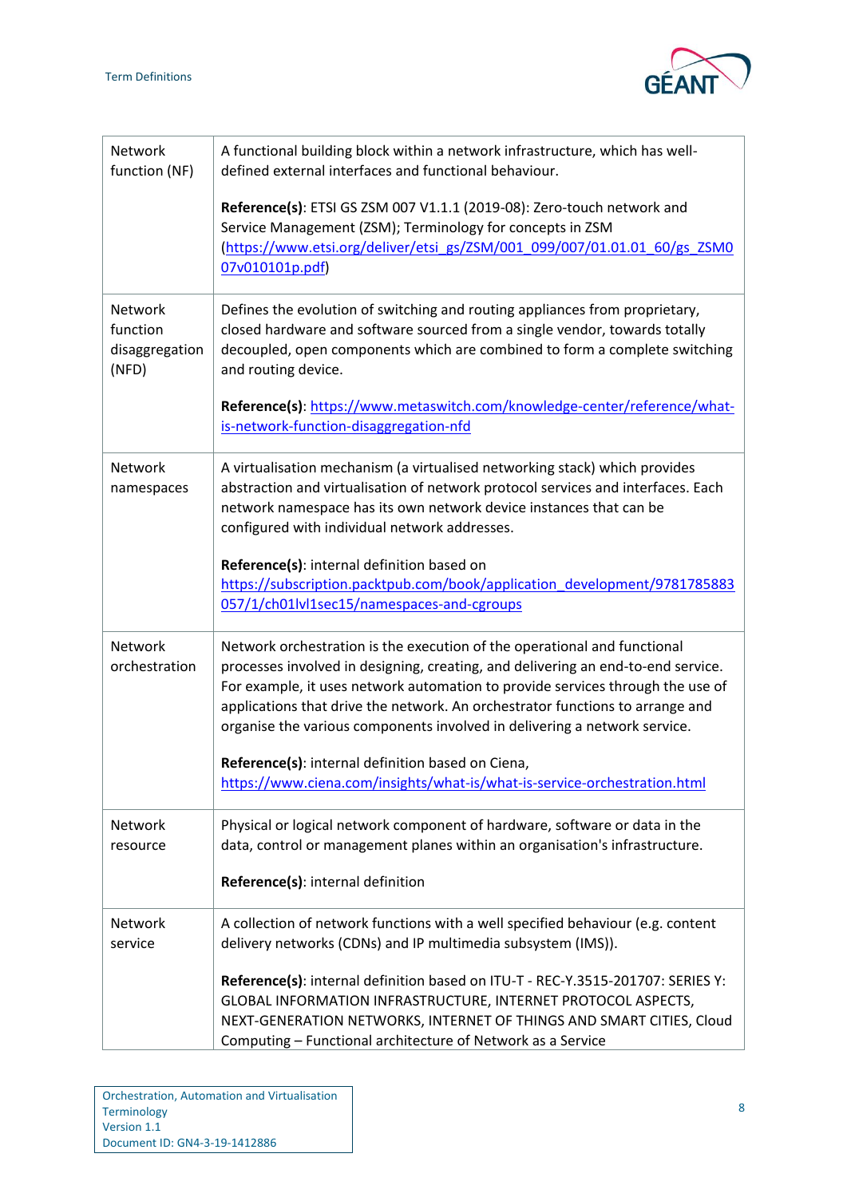| | |
|---|---|
| Network function (NF) | A functional building block within a network infrastructure, which has well-defined external interfaces and functional behaviour.<br><br>**Reference(s)**: ETSI GS ZSM 007 V1.1.1 (2019-08): Zero-touch network and Service Management (ZSM); Terminology for concepts in ZSM (https://www.etsi.org/deliver/etsi_gs/ZSM/001_099/007/01.01.01_60/gs_ZSM007v010101p.pdf) |
| Network function disaggregation (NFD) | Defines the evolution of switching and routing appliances from proprietary, closed hardware and software sourced from a single vendor, towards totally decoupled, open components which are combined to form a complete switching and routing device.<br><br>**Reference(s)**: https://www.metaswitch.com/knowledge-center/reference/what-is-network-function-disaggregation-nfd |
| Network namespaces | A virtualisation mechanism (a virtualised networking stack) which provides abstraction and virtualisation of network protocol services and interfaces. Each network namespace has its own network device instances that can be configured with individual network addresses.<br><br>**Reference(s)**: internal definition based on https://subscription.packtpub.com/book/application_development/9781785883057/1/ch01lvl1sec15/namespaces-and-cgroups |
| Network orchestration | Network orchestration is the execution of the operational and functional processes involved in designing, creating, and delivering an end-to-end service. For example, it uses network automation to provide services through the use of applications that drive the network. An orchestrator functions to arrange and organise the various components involved in delivering a network service.<br><br>**Reference(s)**: internal definition based on Ciena, https://www.ciena.com/insights/what-is/what-is-service-orchestration.html |
| Network resource | Physical or logical network component of hardware, software or data in the data, control or management planes within an organisation's infrastructure.<br><br>**Reference(s)**: internal definition |
| Network service | A collection of network functions with a well specified behaviour (e.g. content delivery networks (CDNs) and IP multimedia subsystem (IMS)).<br><br>**Reference(s)**: internal definition based on ITU-T - REC-Y.3515-201707: SERIES Y: GLOBAL INFORMATION INFRASTRUCTURE, INTERNET PROTOCOL ASPECTS, NEXT-GENERATION NETWORKS, INTERNET OF THINGS AND SMART CITIES, Cloud Computing – Functional architecture of Network as a Service |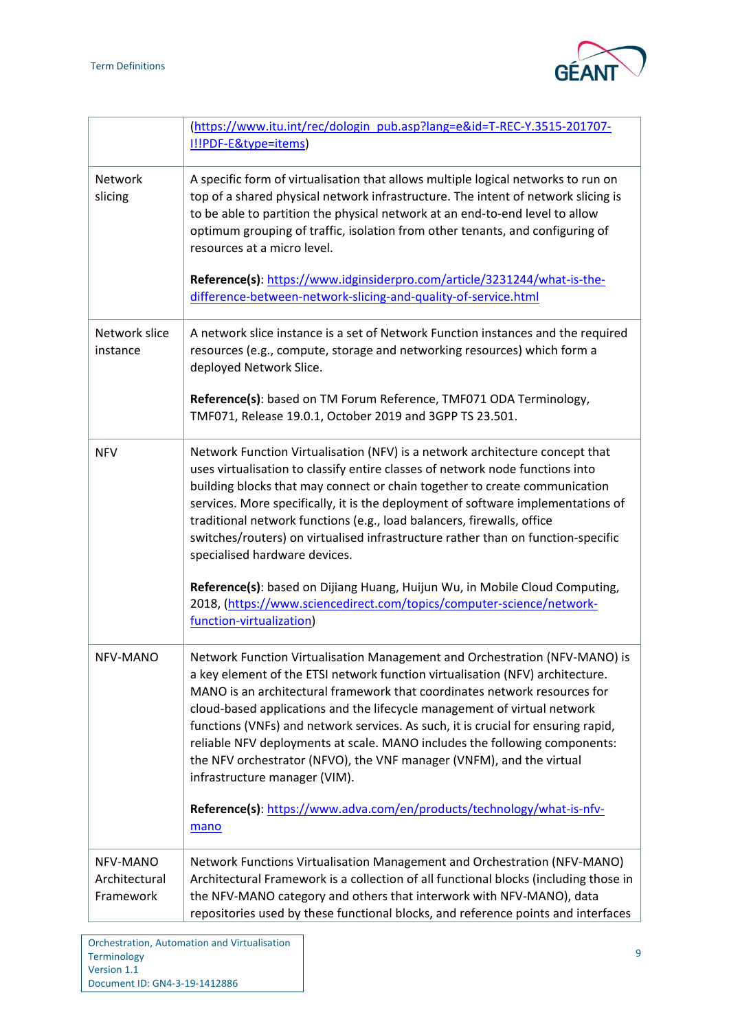| | |
|---|---|
| | (https://www.itu.int/rec/dologin_pub.asp?lang=e&id=T-REC-Y.3515-201707-I!!PDF-E&type=items) |
| Network slicing | A specific form of virtualisation that allows multiple logical networks to run on top of a shared physical network infrastructure. The intent of network slicing is to be able to partition the physical network at an end-to-end level to allow optimum grouping of traffic, isolation from other tenants, and configuring of resources at a micro level.<br><br>**Reference(s)**: https://www.idginsiderpro.com/article/3231244/what-is-the-difference-between-network-slicing-and-quality-of-service.html |
| Network slice instance | A network slice instance is a set of Network Function instances and the required resources (e.g., compute, storage and networking resources) which form a deployed Network Slice.<br><br>**Reference(s)**: based on TM Forum Reference, TMF071 ODA Terminology, TMF071, Release 19.0.1, October 2019 and 3GPP TS 23.501. |
| NFV | Network Function Virtualisation (NFV) is a network architecture concept that uses virtualisation to classify entire classes of network node functions into building blocks that may connect or chain together to create communication services. More specifically, it is the deployment of software implementations of traditional network functions (e.g., load balancers, firewalls, office switches/routers) on virtualised infrastructure rather than on function-specific specialised hardware devices.<br><br>**Reference(s)**: based on Dijiang Huang, Huijun Wu, in Mobile Cloud Computing, 2018, (https://www.sciencedirect.com/topics/computer-science/network-function-virtualization) |
| NFV-MANO | Network Function Virtualisation Management and Orchestration (NFV-MANO) is a key element of the ETSI network function virtualisation (NFV) architecture. MANO is an architectural framework that coordinates network resources for cloud-based applications and the lifecycle management of virtual network functions (VNFs) and network services. As such, it is crucial for ensuring rapid, reliable NFV deployments at scale. MANO includes the following components: the NFV orchestrator (NFVO), the VNF manager (VNFM), and the virtual infrastructure manager (VIM).<br><br>**Reference(s)**: https://www.adva.com/en/products/technology/what-is-nfv-mano |
| NFV-MANO Architectural Framework | Network Functions Virtualisation Management and Orchestration (NFV-MANO) Architectural Framework is a collection of all functional blocks (including those in the NFV-MANO category and others that interwork with NFV-MANO), data repositories used by these functional blocks, and reference points and interfaces |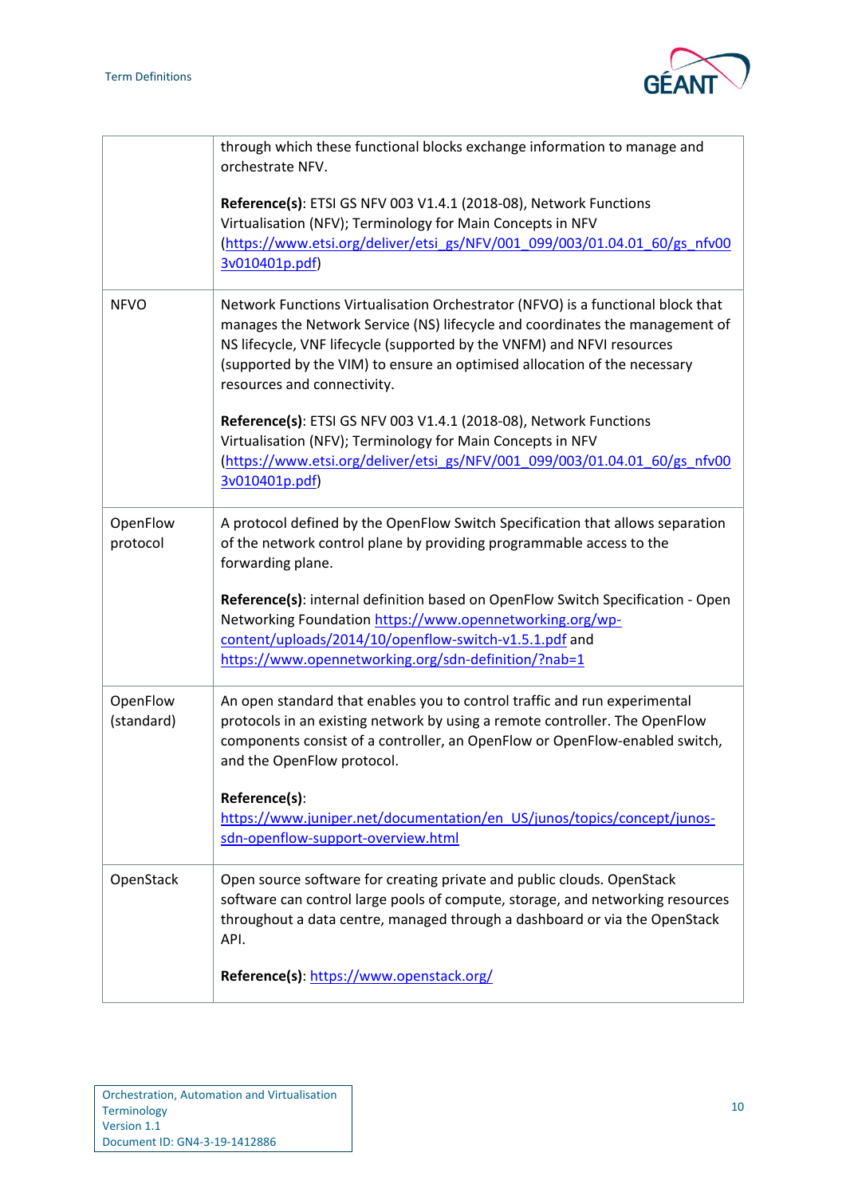| | |
|---|---|
| | through which these functional blocks exchange information to manage and orchestrate NFV.<br><br>**Reference(s)**: ETSI GS NFV 003 V1.4.1 (2018-08), Network Functions Virtualisation (NFV); Terminology for Main Concepts in NFV (https://www.etsi.org/deliver/etsi_gs/NFV/001_099/003/01.04.01_60/gs_nfv003v010401p.pdf) |
| NFVO | Network Functions Virtualisation Orchestrator (NFVO) is a functional block that manages the Network Service (NS) lifecycle and coordinates the management of NS lifecycle, VNF lifecycle (supported by the VNFM) and NFVI resources (supported by the VIM) to ensure an optimised allocation of the necessary resources and connectivity.<br><br>**Reference(s)**: ETSI GS NFV 003 V1.4.1 (2018-08), Network Functions Virtualisation (NFV); Terminology for Main Concepts in NFV (https://www.etsi.org/deliver/etsi_gs/NFV/001_099/003/01.04.01_60/gs_nfv003v010401p.pdf) |
| OpenFlow protocol | A protocol defined by the OpenFlow Switch Specification that allows separation of the network control plane by providing programmable access to the forwarding plane.<br><br>**Reference(s)**: internal definition based on OpenFlow Switch Specification - Open Networking Foundation https://www.opennetworking.org/wp-content/uploads/2014/10/openflow-switch-v1.5.1.pdf and https://www.opennetworking.org/sdn-definition/?nab=1 |
| OpenFlow (standard) | An open standard that enables you to control traffic and run experimental protocols in an existing network by using a remote controller. The OpenFlow components consist of a controller, an OpenFlow or OpenFlow-enabled switch, and the OpenFlow protocol.<br><br>**Reference(s)**: https://www.juniper.net/documentation/en_US/junos/topics/concept/junos-sdn-openflow-support-overview.html |
| OpenStack | Open source software for creating private and public clouds. OpenStack software can control large pools of compute, storage, and networking resources throughout a data centre, managed through a dashboard or via the OpenStack API.<br><br>**Reference(s)**: https://www.openstack.org/ |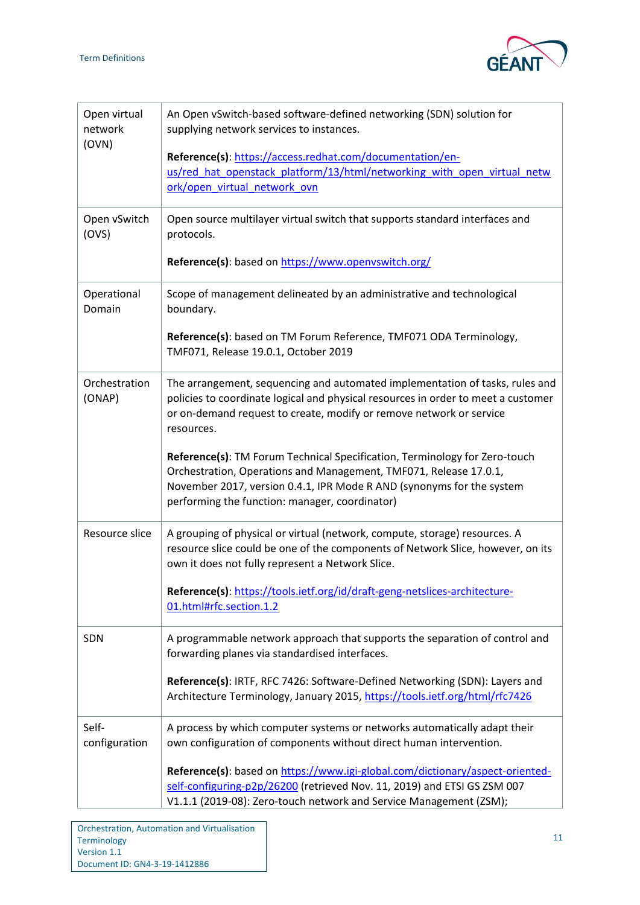| | |
|---|---|
| Open virtual network (OVN) | An Open vSwitch-based software-defined networking (SDN) solution for supplying network services to instances.<br><br>**Reference(s)**: https://access.redhat.com/documentation/en-us/red_hat_openstack_platform/13/html/networking_with_open_virtual_network/open_virtual_network_ovn |
| Open vSwitch (OVS) | Open source multilayer virtual switch that supports standard interfaces and protocols.<br><br>**Reference(s)**: based on https://www.openvswitch.org/ |
| Operational Domain | Scope of management delineated by an administrative and technological boundary.<br><br>**Reference(s)**: based on TM Forum Reference, TMF071 ODA Terminology, TMF071, Release 19.0.1, October 2019 |
| Orchestration (ONAP) | The arrangement, sequencing and automated implementation of tasks, rules and policies to coordinate logical and physical resources in order to meet a customer or on-demand request to create, modify or remove network or service resources.<br><br>**Reference(s)**: TM Forum Technical Specification, Terminology for Zero-touch Orchestration, Operations and Management, TMF071, Release 17.0.1, November 2017, version 0.4.1, IPR Mode R AND (synonyms for the system performing the function: manager, coordinator) |
| Resource slice | A grouping of physical or virtual (network, compute, storage) resources. A resource slice could be one of the components of Network Slice, however, on its own it does not fully represent a Network Slice.<br><br>**Reference(s)**: https://tools.ietf.org/id/draft-geng-netslices-architecture-01.html#rfc.section.1.2 |
| SDN | A programmable network approach that supports the separation of control and forwarding planes via standardised interfaces.<br><br>**Reference(s)**: IRTF, RFC 7426: Software-Defined Networking (SDN): Layers and Architecture Terminology, January 2015, https://tools.ietf.org/html/rfc7426 |
| Self-configuration | A process by which computer systems or networks automatically adapt their own configuration of components without direct human intervention.<br><br>**Reference(s)**: based on https://www.igi-global.com/dictionary/aspect-oriented-self-configuring-p2p/26200 (retrieved Nov. 11, 2019) and ETSI GS ZSM 007 V1.1.1 (2019-08): Zero-touch network and Service Management (ZSM); |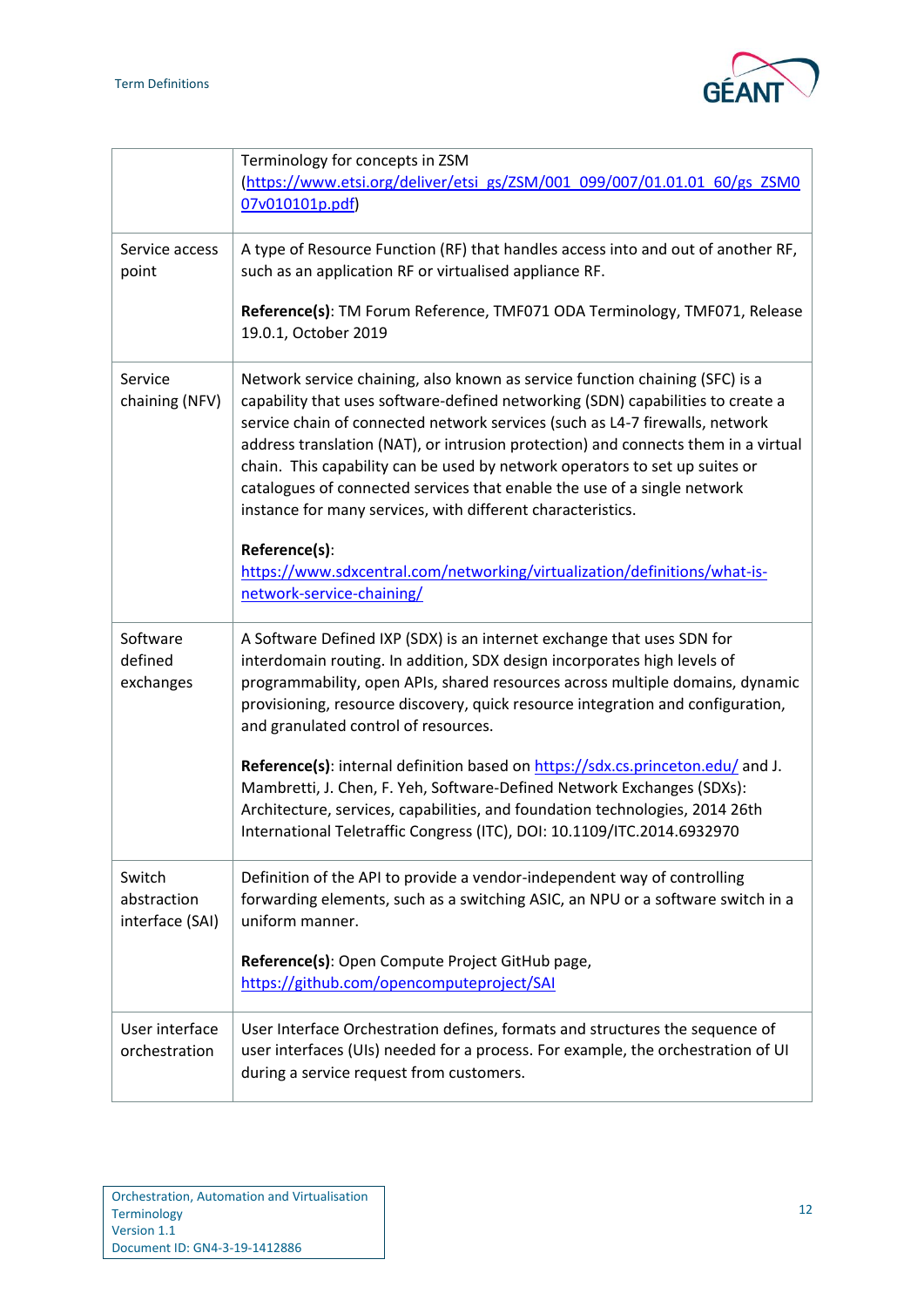| | |
|---|---|
| | Terminology for concepts in ZSM (https://www.etsi.org/deliver/etsi_gs/ZSM/001_099/007/01.01.01_60/gs_ZSM007v010101p.pdf) |
| Service access point | A type of Resource Function (RF) that handles access into and out of another RF, such as an application RF or virtualised appliance RF.<br><br>**Reference(s)**: TM Forum Reference, TMF071 ODA Terminology, TMF071, Release 19.0.1, October 2019 |
| Service chaining (NFV) | Network service chaining, also known as service function chaining (SFC) is a capability that uses software-defined networking (SDN) capabilities to create a service chain of connected network services (such as L4-7 firewalls, network address translation (NAT), or intrusion protection) and connects them in a virtual chain. This capability can be used by network operators to set up suites or catalogues of connected services that enable the use of a single network instance for many services, with different characteristics.<br><br>**Reference(s)**: https://www.sdxcentral.com/networking/virtualization/definitions/what-is-network-service-chaining/ |
| Software defined exchanges | A Software Defined IXP (SDX) is an internet exchange that uses SDN for interdomain routing. In addition, SDX design incorporates high levels of programmability, open APIs, shared resources across multiple domains, dynamic provisioning, resource discovery, quick resource integration and configuration, and granulated control of resources.<br><br>**Reference(s)**: internal definition based on https://sdx.cs.princeton.edu/ and J. Mambretti, J. Chen, F. Yeh, Software-Defined Network Exchanges (SDXs): Architecture, services, capabilities, and foundation technologies, 2014 26th International Teletraffic Congress (ITC), DOI: 10.1109/ITC.2014.6932970 |
| Switch abstraction interface (SAI) | Definition of the API to provide a vendor-independent way of controlling forwarding elements, such as a switching ASIC, an NPU or a software switch in a uniform manner.<br><br>**Reference(s)**: Open Compute Project GitHub page, https://github.com/opencomputeproject/SAI |
| User interface orchestration | User Interface Orchestration defines, formats and structures the sequence of user interfaces (UIs) needed for a process. For example, the orchestration of UI during a service request from customers. |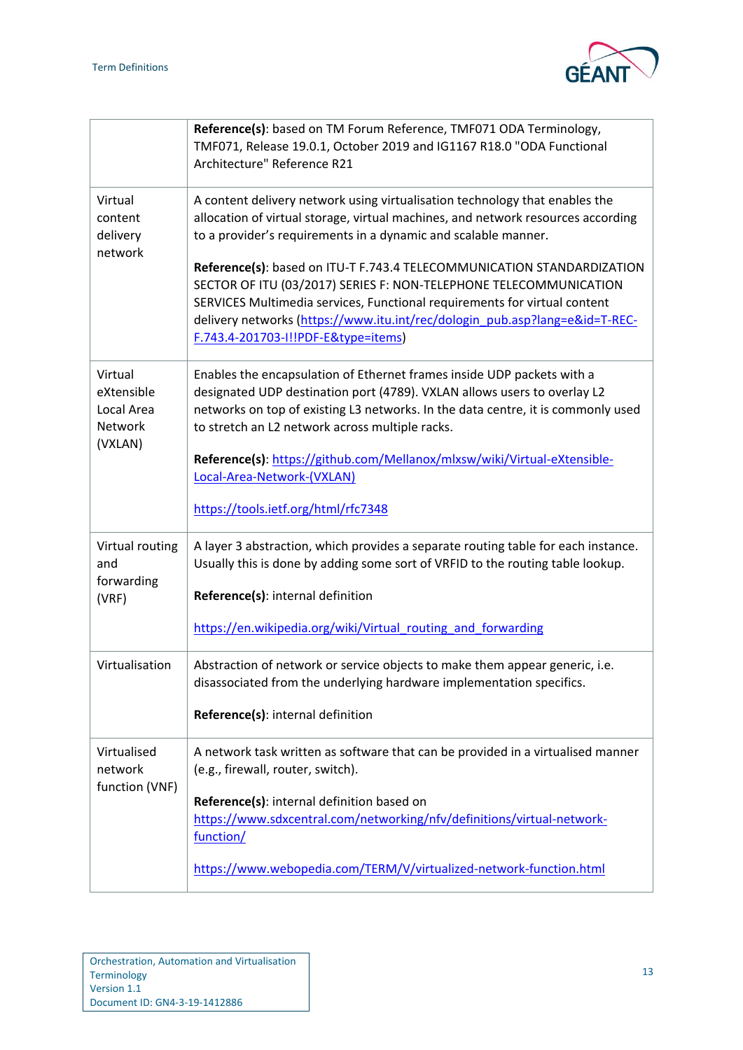| | |
|---|---|
| | **Reference(s)**: based on TM Forum Reference, TMF071 ODA Terminology, TMF071, Release 19.0.1, October 2019 and IG1167 R18.0 "ODA Functional Architecture" Reference R21 |
| Virtual content delivery network | A content delivery network using virtualisation technology that enables the allocation of virtual storage, virtual machines, and network resources according to a provider's requirements in a dynamic and scalable manner.<br><br>**Reference(s)**: based on ITU-T F.743.4 TELECOMMUNICATION STANDARDIZATION SECTOR OF ITU (03/2017) SERIES F: NON-TELEPHONE TELECOMMUNICATION SERVICES Multimedia services, Functional requirements for virtual content delivery networks (https://www.itu.int/rec/dologin_pub.asp?lang=e&id=T-REC-F.743.4-201703-I!!PDF-E&type=items) |
| Virtual eXtensible Local Area Network (VXLAN) | Enables the encapsulation of Ethernet frames inside UDP packets with a designated UDP destination port (4789). VXLAN allows users to overlay L2 networks on top of existing L3 networks. In the data centre, it is commonly used to stretch an L2 network across multiple racks.<br><br>**Reference(s)**: https://github.com/Mellanox/mlxsw/wiki/Virtual-eXtensible-Local-Area-Network-(VXLAN)<br><br>https://tools.ietf.org/html/rfc7348 |
| Virtual routing and forwarding (VRF) | A layer 3 abstraction, which provides a separate routing table for each instance. Usually this is done by adding some sort of VRFID to the routing table lookup.<br><br>**Reference(s)**: internal definition<br><br>https://en.wikipedia.org/wiki/Virtual_routing_and_forwarding |
| Virtualisation | Abstraction of network or service objects to make them appear generic, i.e. disassociated from the underlying hardware implementation specifics.<br><br>**Reference(s)**: internal definition |
| Virtualised network function (VNF) | A network task written as software that can be provided in a virtualised manner (e.g., firewall, router, switch).<br><br>**Reference(s)**: internal definition based on https://www.sdxcentral.com/networking/nfv/definitions/virtual-network-function/<br><br>https://www.webopedia.com/TERM/V/virtualized-network-function.html |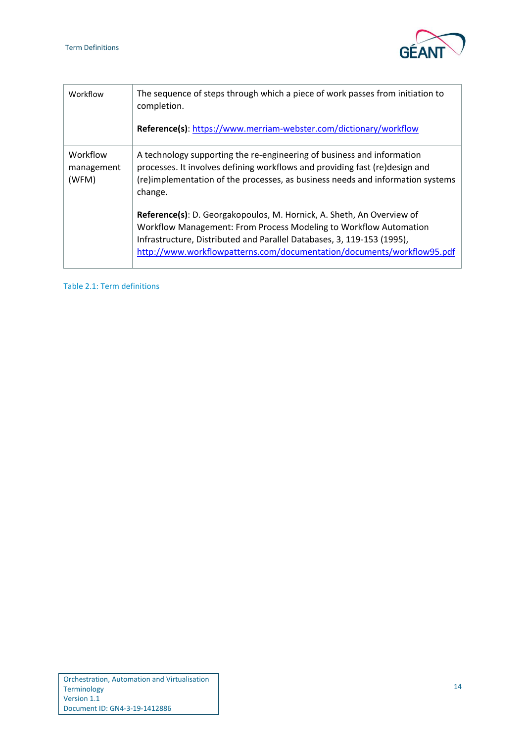| Workflow | The sequence of steps through which a piece of work passes from initiation to completion.<br><br>**Reference(s)**: https://www.merriam-webster.com/dictionary/workflow |
|---|---|
| Workflow management (WFM) | A technology supporting the re-engineering of business and information processes. It involves defining workflows and providing fast (re)design and (re)implementation of the processes, as business needs and information systems change.<br><br>**Reference(s)**: D. Georgakopoulos, M. Hornick, A. Sheth, An Overview of Workflow Management: From Process Modeling to Workflow Automation Infrastructure, Distributed and Parallel Databases, 3, 119-153 (1995), http://www.workflowpatterns.com/documentation/documents/workflow95.pdf |

Table 2.1: Term definitions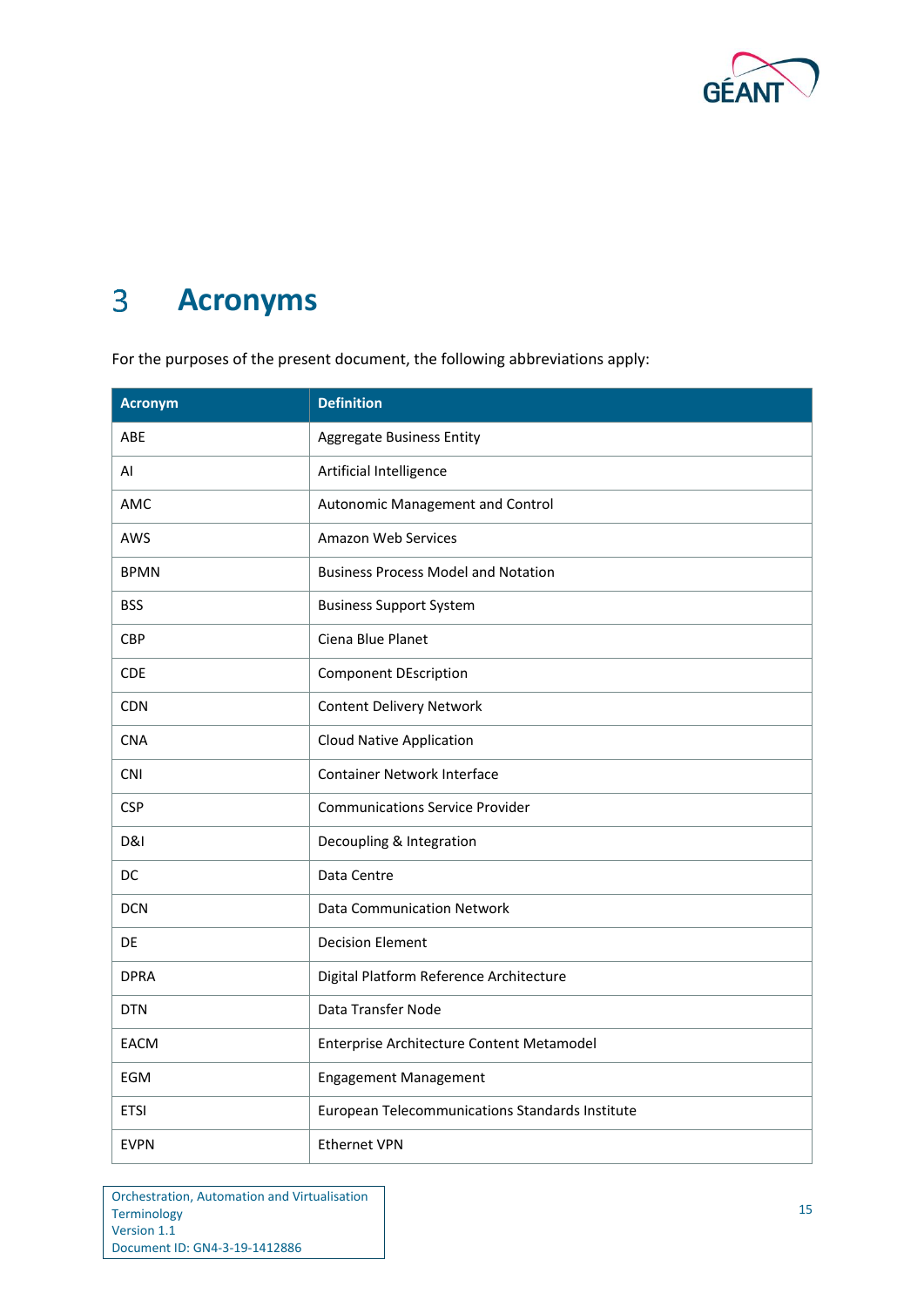# 3 Acronyms

For the purposes of the present document, the following abbreviations apply:

| Acronym | Definition |
| --- | --- |
| ABE | Aggregate Business Entity |
| AI | Artificial Intelligence |
| AMC | Autonomic Management and Control |
| AWS | Amazon Web Services |
| BPMN | Business Process Model and Notation |
| BSS | Business Support System |
| CBP | Ciena Blue Planet |
| CDE | Component DEscription |
| CDN | Content Delivery Network |
| CNA | Cloud Native Application |
| CNI | Container Network Interface |
| CSP | Communications Service Provider |
| D&I | Decoupling & Integration |
| DC | Data Centre |
| DCN | Data Communication Network |
| DE | Decision Element |
| DPRA | Digital Platform Reference Architecture |
| DTN | Data Transfer Node |
| EACM | Enterprise Architecture Content Metamodel |
| EGM | Engagement Management |
| ETSI | European Telecommunications Standards Institute |
| EVPN | Ethernet VPN |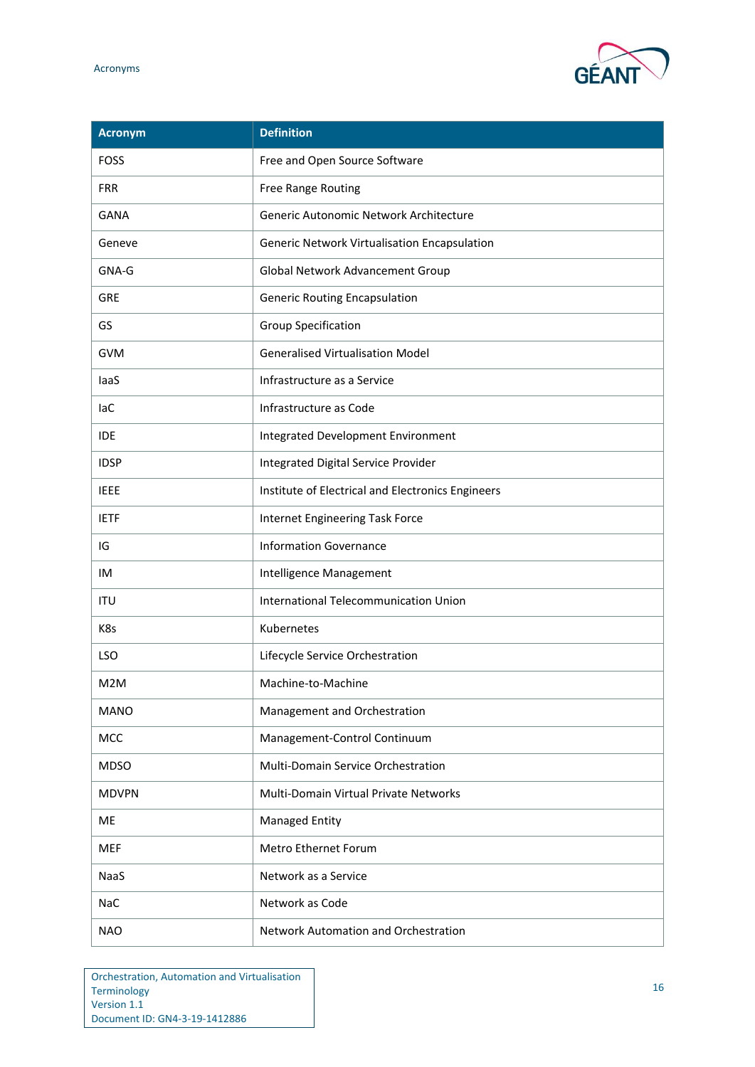| Acronym | Definition |
| --- | --- |
| FOSS | Free and Open Source Software |
| FRR | Free Range Routing |
| GANA | Generic Autonomic Network Architecture |
| Geneve | Generic Network Virtualisation Encapsulation |
| GNA-G | Global Network Advancement Group |
| GRE | Generic Routing Encapsulation |
| GS | Group Specification |
| GVM | Generalised Virtualisation Model |
| IaaS | Infrastructure as a Service |
| IaC | Infrastructure as Code |
| IDE | Integrated Development Environment |
| IDSP | Integrated Digital Service Provider |
| IEEE | Institute of Electrical and Electronics Engineers |
| IETF | Internet Engineering Task Force |
| IG | Information Governance |
| IM | Intelligence Management |
| ITU | International Telecommunication Union |
| K8s | Kubernetes |
| LSO | Lifecycle Service Orchestration |
| M2M | Machine-to-Machine |
| MANO | Management and Orchestration |
| MCC | Management-Control Continuum |
| MDSO | Multi-Domain Service Orchestration |
| MDVPN | Multi-Domain Virtual Private Networks |
| ME | Managed Entity |
| MEF | Metro Ethernet Forum |
| NaaS | Network as a Service |
| NaC | Network as Code |
| NAO | Network Automation and Orchestration |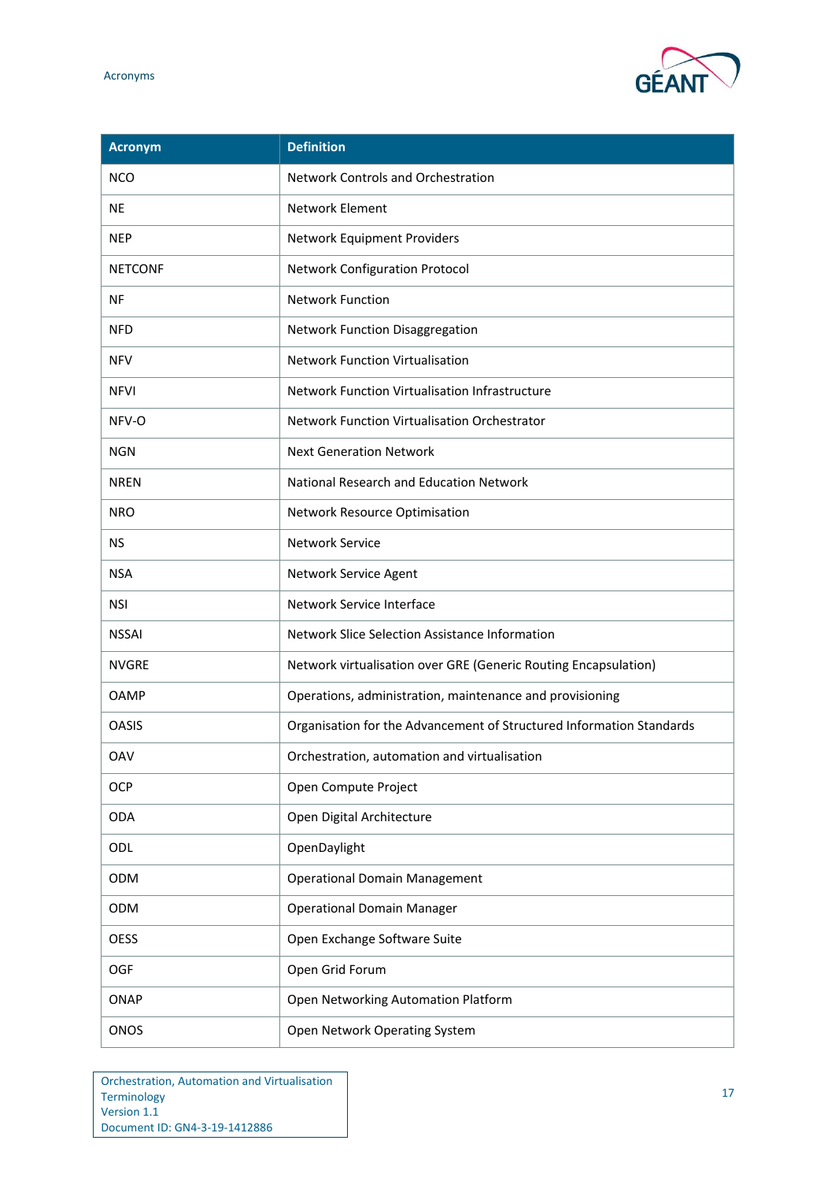| Acronym | Definition |
|---|---|
| NCO | Network Controls and Orchestration |
| NE | Network Element |
| NEP | Network Equipment Providers |
| NETCONF | Network Configuration Protocol |
| NF | Network Function |
| NFD | Network Function Disaggregation |
| NFV | Network Function Virtualisation |
| NFVI | Network Function Virtualisation Infrastructure |
| NFV-O | Network Function Virtualisation Orchestrator |
| NGN | Next Generation Network |
| NREN | National Research and Education Network |
| NRO | Network Resource Optimisation |
| NS | Network Service |
| NSA | Network Service Agent |
| NSI | Network Service Interface |
| NSSAI | Network Slice Selection Assistance Information |
| NVGRE | Network virtualisation over GRE (Generic Routing Encapsulation) |
| OAMP | Operations, administration, maintenance and provisioning |
| OASIS | Organisation for the Advancement of Structured Information Standards |
| OAV | Orchestration, automation and virtualisation |
| OCP | Open Compute Project |
| ODA | Open Digital Architecture |
| ODL | OpenDaylight |
| ODM | Operational Domain Management |
| ODM | Operational Domain Manager |
| OESS | Open Exchange Software Suite |
| OGF | Open Grid Forum |
| ONAP | Open Networking Automation Platform |
| ONOS | Open Network Operating System |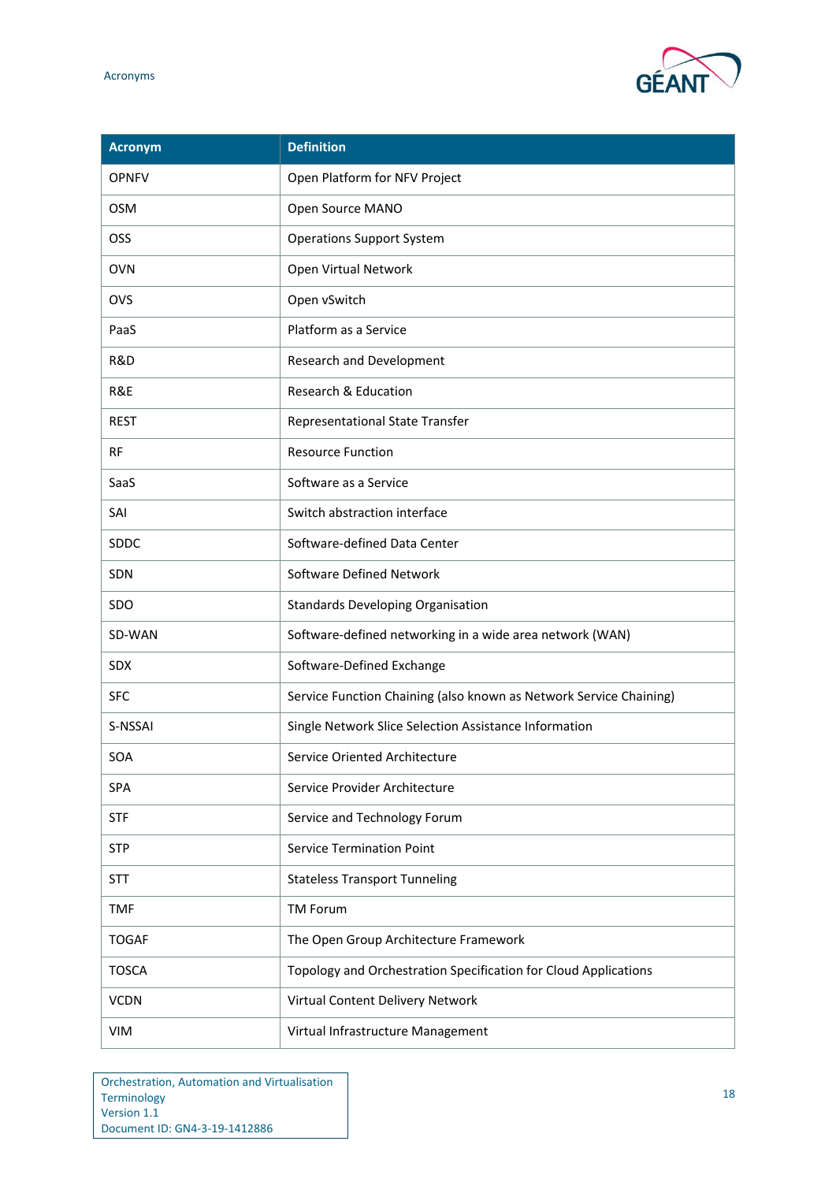| Acronym | Definition |
|---|---|
| OPNFV | Open Platform for NFV Project |
| OSM | Open Source MANO |
| OSS | Operations Support System |
| OVN | Open Virtual Network |
| OVS | Open vSwitch |
| PaaS | Platform as a Service |
| R&D | Research and Development |
| R&E | Research & Education |
| REST | Representational State Transfer |
| RF | Resource Function |
| SaaS | Software as a Service |
| SAI | Switch abstraction interface |
| SDDC | Software-defined Data Center |
| SDN | Software Defined Network |
| SDO | Standards Developing Organisation |
| SD-WAN | Software-defined networking in a wide area network (WAN) |
| SDX | Software-Defined Exchange |
| SFC | Service Function Chaining (also known as Network Service Chaining) |
| S-NSSAI | Single Network Slice Selection Assistance Information |
| SOA | Service Oriented Architecture |
| SPA | Service Provider Architecture |
| STF | Service and Technology Forum |
| STP | Service Termination Point |
| STT | Stateless Transport Tunneling |
| TMF | TM Forum |
| TOGAF | The Open Group Architecture Framework |
| TOSCA | Topology and Orchestration Specification for Cloud Applications |
| VCDN | Virtual Content Delivery Network |
| VIM | Virtual Infrastructure Management |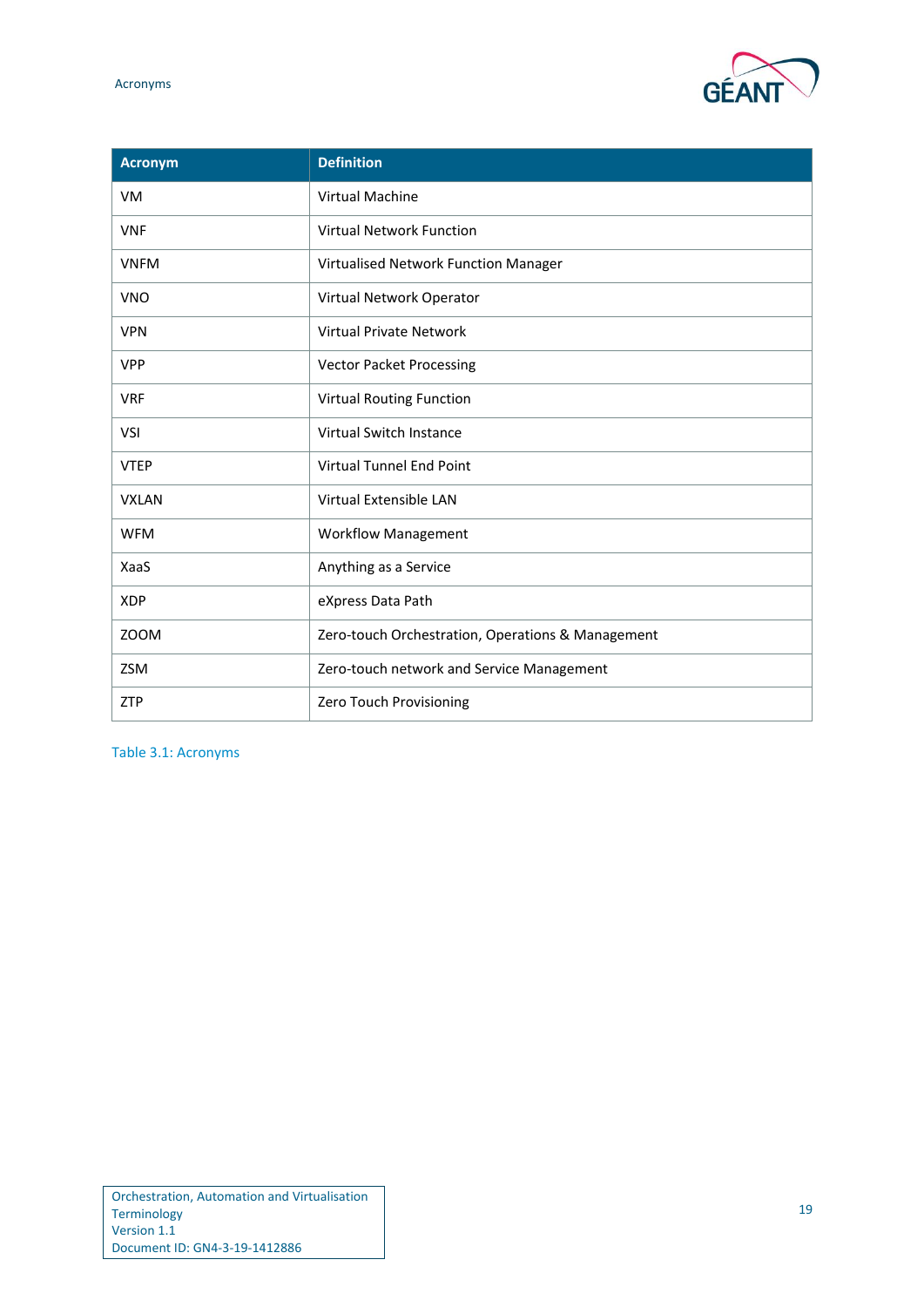| Acronym | Definition |
|---|---|
| VM | Virtual Machine |
| VNF | Virtual Network Function |
| VNFM | Virtualised Network Function Manager |
| VNO | Virtual Network Operator |
| VPN | Virtual Private Network |
| VPP | Vector Packet Processing |
| VRF | Virtual Routing Function |
| VSI | Virtual Switch Instance |
| VTEP | Virtual Tunnel End Point |
| VXLAN | Virtual Extensible LAN |
| WFM | Workflow Management |
| XaaS | Anything as a Service |
| XDP | eXpress Data Path |
| ZOOM | Zero-touch Orchestration, Operations & Management |
| ZSM | Zero-touch network and Service Management |
| ZTP | Zero Touch Provisioning |

Table 3.1: Acronyms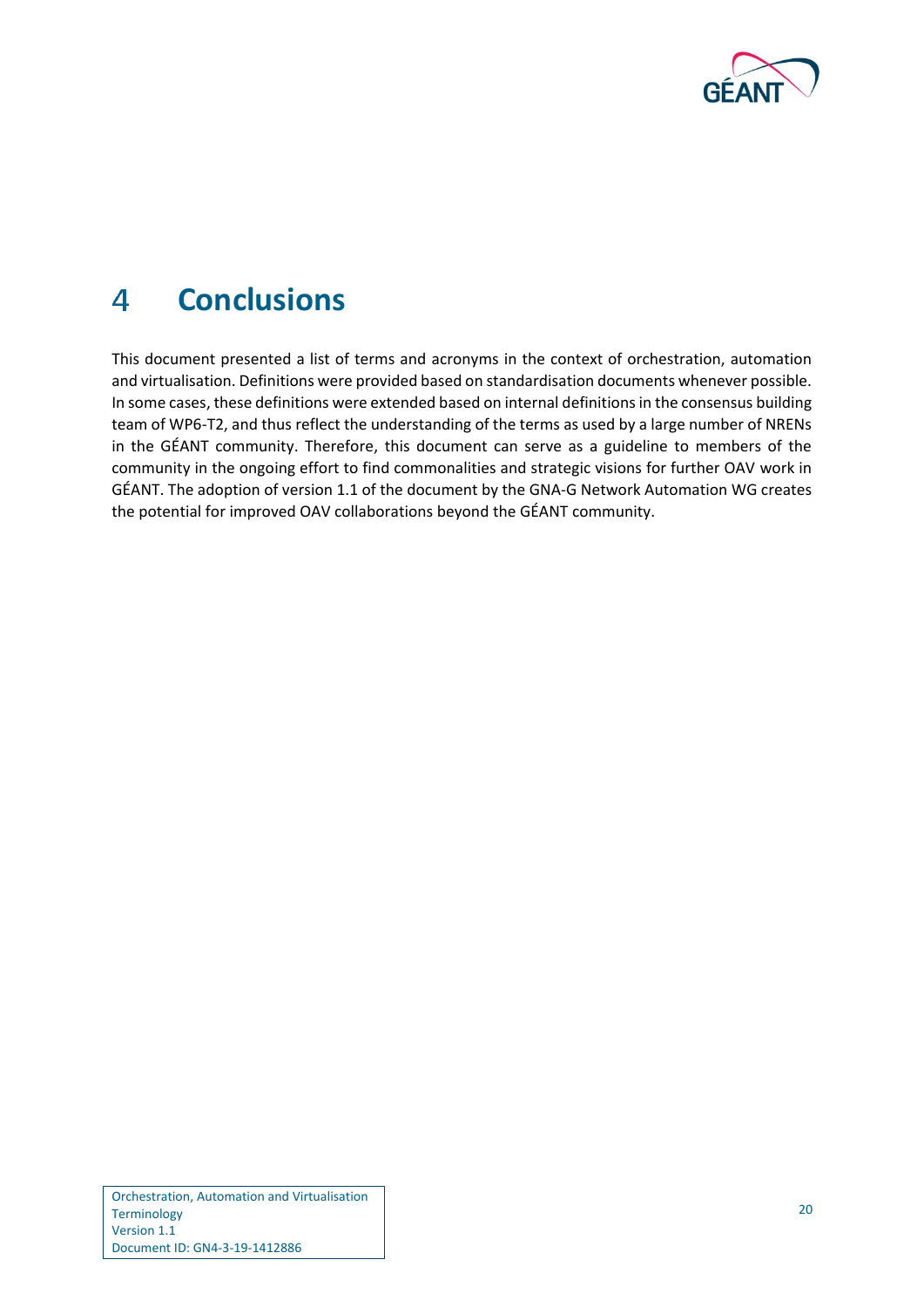# 4 Conclusions

This document presented a list of terms and acronyms in the context of orchestration, automation and virtualisation. Definitions were provided based on standardisation documents whenever possible. In some cases, these definitions were extended based on internal definitions in the consensus building team of WP6-T2, and thus reflect the understanding of the terms as used by a large number of NRENs in the GÉANT community. Therefore, this document can serve as a guideline to members of the community in the ongoing effort to find commonalities and strategic visions for further OAV work in GÉANT. The adoption of version 1.1 of the document by the GNA-G Network Automation WG creates the potential for improved OAV collaborations beyond the GÉANT community.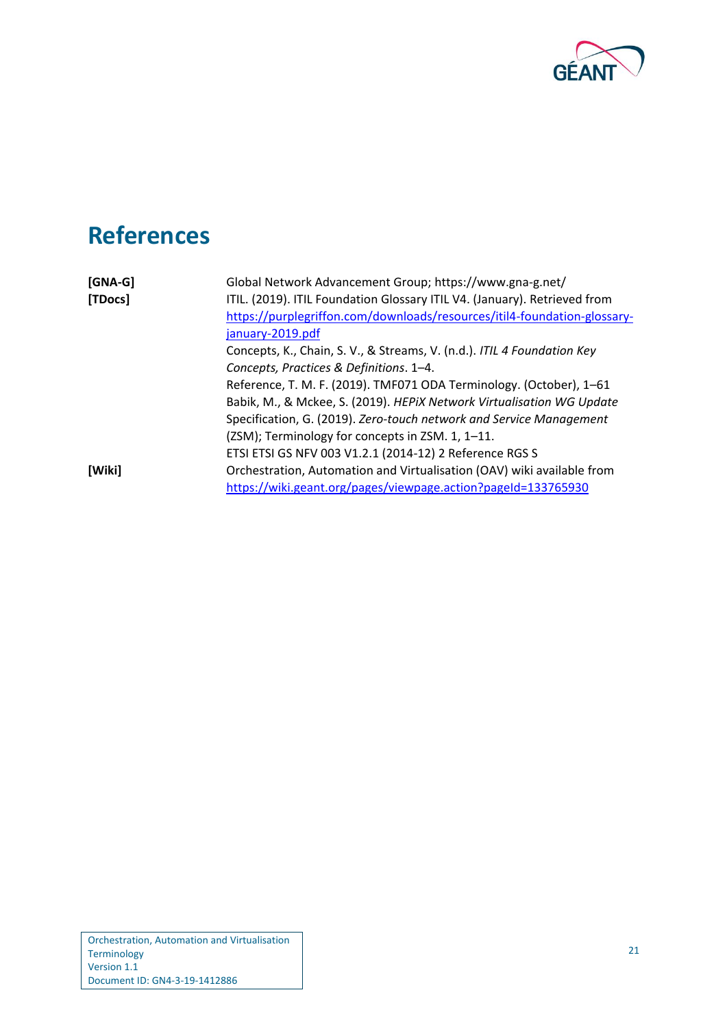# References

| | |
|---|---|
| **[GNA-G]** | Global Network Advancement Group; https://www.gna-g.net/ |
| **[TDocs]** | ITIL. (2019). ITIL Foundation Glossary ITIL V4. (January). Retrieved from https://purplegriffon.com/downloads/resources/itil4-foundation-glossary-january-2019.pdf |
| | Concepts, K., Chain, S. V., & Streams, V. (n.d.). *ITIL 4 Foundation Key Concepts, Practices & Definitions*. 1–4. |
| | Reference, T. M. F. (2019). TMF071 ODA Terminology. (October), 1–61 |
| | Babik, M., & Mckee, S. (2019). *HEPiX Network Virtualisation WG Update* |
| | Specification, G. (2019). *Zero-touch network and Service Management* (ZSM); Terminology for concepts in ZSM. 1, 1–11. |
| | ETSI ETSI GS NFV 003 V1.2.1 (2014-12) 2 Reference RGS S |
| **[Wiki]** | Orchestration, Automation and Virtualisation (OAV) wiki available from https://wiki.geant.org/pages/viewpage.action?pageId=133765930 |